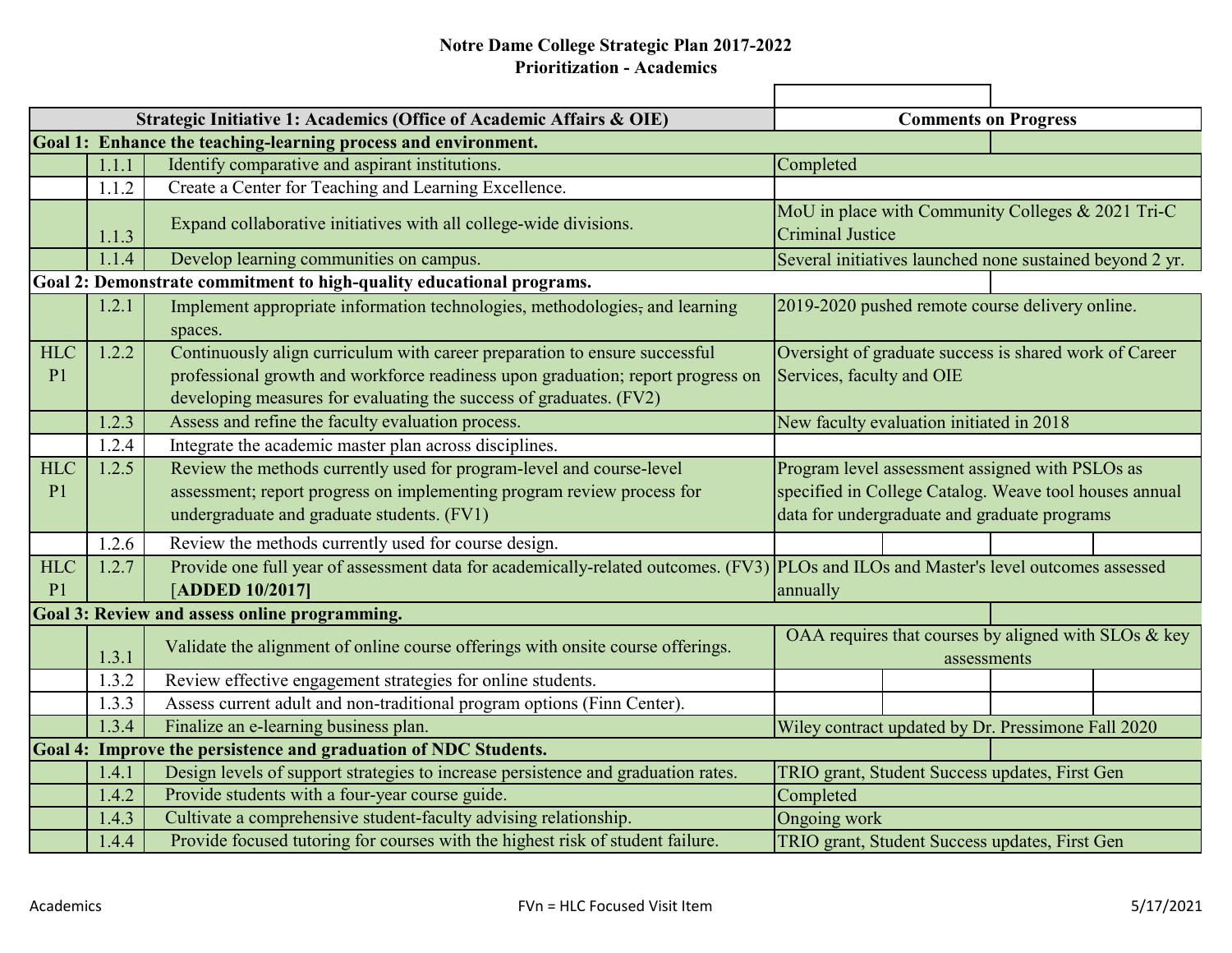# Notre Dame College Strategic Plan 2017-2022
## Prioritization - Academics

| | | Strategic Initiative 1: Academics (Office of Academic Affairs & OIE) | Comments on Progress |
|---|---|---|---|
| **Goal 1: Enhance the teaching-learning process and environment.** | | | |
| | 1.1.1 | Identify comparative and aspirant institutions. | Completed |
| | 1.1.2 | Create a Center for Teaching and Learning Excellence. | |
| | 1.1.3 | Expand collaborative initiatives with all college-wide divisions. | MoU in place with Community Colleges & 2021 Tri-C Criminal Justice |
| | 1.1.4 | Develop learning communities on campus. | Several initiatives launched none sustained beyond 2 yr. |
| **Goal 2: Demonstrate commitment to high-quality educational programs.** | | | |
| | 1.2.1 | Implement appropriate information technologies, methodologies~~,~~ and learning spaces. | 2019-2020 pushed remote course delivery online. |
| HLC P1 | 1.2.2 | Continuously align curriculum with career preparation to ensure successful professional growth and workforce readiness upon graduation; report progress on developing measures for evaluating the success of graduates. (FV2) | Oversight of graduate success is shared work of Career Services, faculty and OIE |
| | 1.2.3 | Assess and refine the faculty evaluation process. | New faculty evaluation initiated in 2018 |
| | 1.2.4 | Integrate the academic master plan across disciplines. | |
| HLC P1 | 1.2.5 | Review the methods currently used for program-level and course-level assessment; report progress on implementing program review process for undergraduate and graduate students. (FV1) | Program level assessment assigned with PSLOs as specified in College Catalog. Weave tool houses annual data for undergraduate and graduate programs |
| | 1.2.6 | Review the methods currently used for course design. | |
| HLC P1 | 1.2.7 | Provide one full year of assessment data for academically-related outcomes. (FV3) [**ADDED 10/2017]** | PLOs and ILOs and Master's level outcomes assessed annually |
| **Goal 3: Review and assess online programming.** | | | |
| | 1.3.1 | Validate the alignment of online course offerings with onsite course offerings. | OAA requires that courses by aligned with SLOs & key assessments |
| | 1.3.2 | Review effective engagement strategies for online students. | |
| | 1.3.3 | Assess current adult and non-traditional program options (Finn Center). | |
| | 1.3.4 | Finalize an e-learning business plan. | Wiley contract updated by Dr. Pressimone Fall 2020 |
| **Goal 4: Improve the persistence and graduation of NDC Students.** | | | |
| | 1.4.1 | Design levels of support strategies to increase persistence and graduation rates. | TRIO grant, Student Success updates, First Gen |
| | 1.4.2 | Provide students with a four-year course guide. | Completed |
| | 1.4.3 | Cultivate a comprehensive student-faculty advising relationship. | Ongoing work |
| | 1.4.4 | Provide focused tutoring for courses with the highest risk of student failure. | TRIO grant, Student Success updates, First Gen |

FVn = HLC Focused Visit Item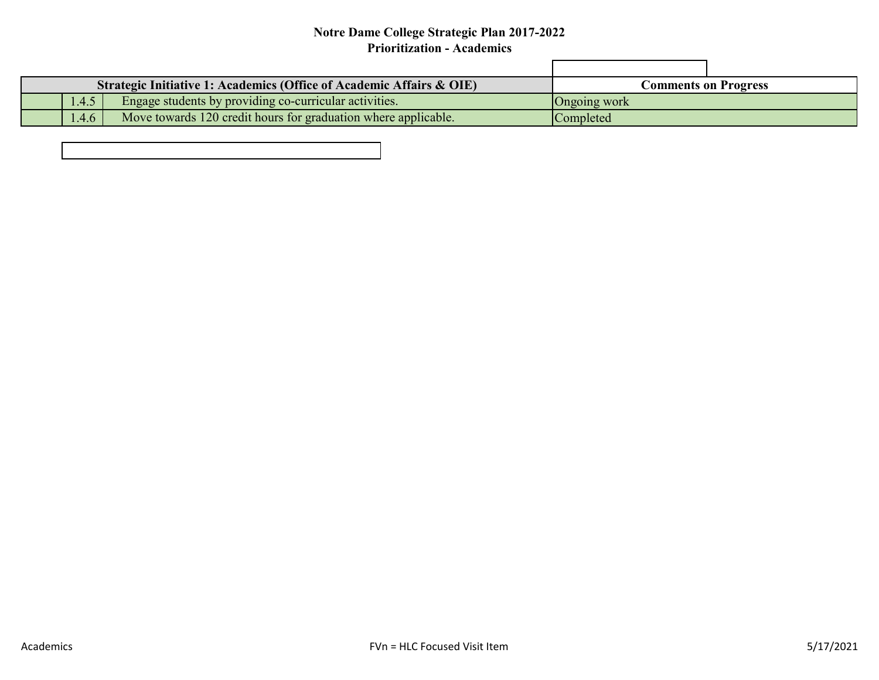**Notre Dame College Strategic Plan 2017-2022**
**Prioritization - Academics**

| Strategic Initiative 1: Academics (Office of Academic Affairs & OIE) | | | Comments on Progress |
|---|---|---|---|
| | 1.4.5 | Engage students by providing co-curricular activities. | Ongoing work |
| | 1.4.6 | Move towards 120 credit hours for graduation where applicable. | Completed |

Academics

FVn = HLC Focused Visit Item

5/17/2021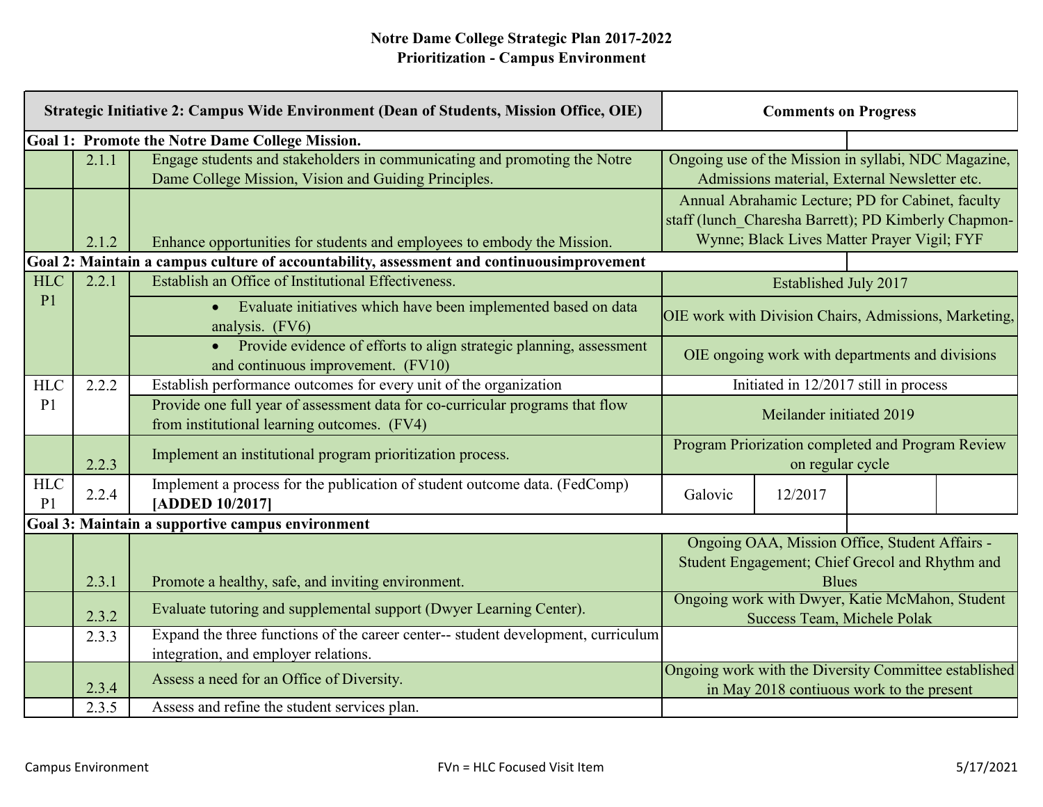**Notre Dame College Strategic Plan 2017-2022**
**Prioritization - Campus Environment**

| | | Strategic Initiative 2: Campus Wide Environment (Dean of Students, Mission Office, OIE) | Comments on Progress | | | |
|---|---|---|---|---|---|---|
| **Goal 1: Promote the Notre Dame College Mission.** | | | | | | |
| | 2.1.1 | Engage students and stakeholders in communicating and promoting the Notre Dame College Mission, Vision and Guiding Principles. | Ongoing use of the Mission in syllabi, NDC Magazine, Admissions material, External Newsletter etc. | | | |
| | 2.1.2 | Enhance opportunities for students and employees to embody the Mission. | Annual Abrahamic Lecture; PD for Cabinet, faculty staff (lunch_Charesha Barrett); PD Kimberly Chapmon-Wynne; Black Lives Matter Prayer Vigil; FYF | | | |
| **Goal 2: Maintain a campus culture of accountability, assessment and continuousimprovement** | | | | | | |
| HLC P1 | 2.2.1 | Establish an Office of Institutional Effectiveness. | Established July 2017 | | | |
| | | • Evaluate initiatives which have been implemented based on data analysis. (FV6) | OIE work with Division Chairs, Admissions, Marketing, | | | |
| | | • Provide evidence of efforts to align strategic planning, assessment and continuous improvement. (FV10) | OIE ongoing work with departments and divisions | | | |
| HLC P1 | 2.2.2 | Establish performance outcomes for every unit of the organization | Initiated in 12/2017 still in process | | | |
| | | Provide one full year of assessment data for co-curricular programs that flow from institutional learning outcomes. (FV4) | Meilander initiated 2019 | | | |
| | 2.2.3 | Implement an institutional program prioritization process. | Program Priorization completed and Program Review on regular cycle | | | |
| HLC P1 | 2.2.4 | Implement a process for the publication of student outcome data. (FedComp) **[ADDED 10/2017]** | Galovic | 12/2017 | | |
| **Goal 3: Maintain a supportive campus environment** | | | | | | |
| | 2.3.1 | Promote a healthy, safe, and inviting environment. | Ongoing OAA, Mission Office, Student Affairs - Student Engagement; Chief Grecol and Rhythm and Blues | | | |
| | 2.3.2 | Evaluate tutoring and supplemental support (Dwyer Learning Center). | Ongoing work with Dwyer, Katie McMahon, Student Success Team, Michele Polak | | | |
| | 2.3.3 | Expand the three functions of the career center-- student development, curriculum integration, and employer relations. | | | | |
| | 2.3.4 | Assess a need for an Office of Diversity. | Ongoing work with the Diversity Committee established in May 2018 contiuous work to the present | | | |
| | 2.3.5 | Assess and refine the student services plan. | | | | |

Campus Environment FVn = HLC Focused Visit Item 5/17/2021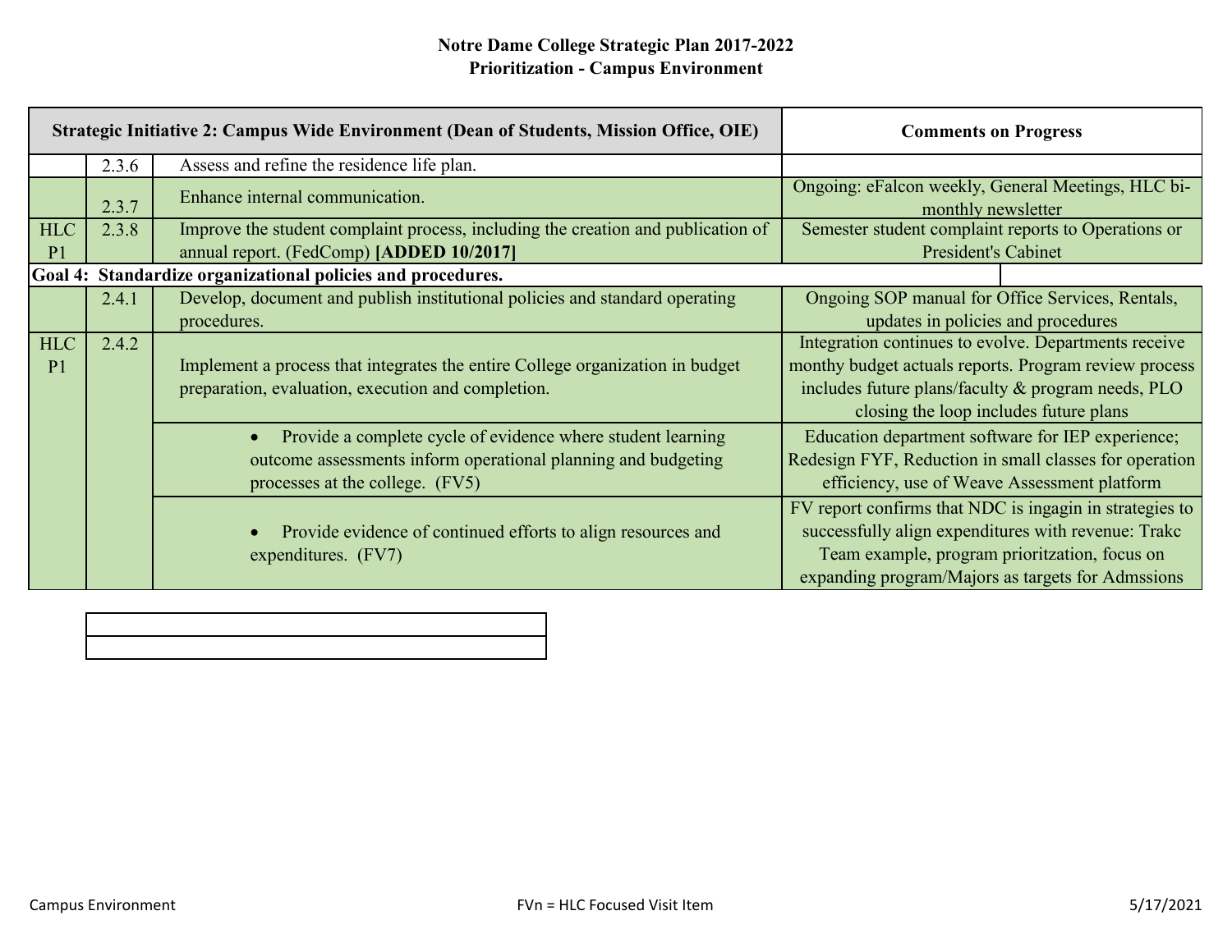# Notre Dame College Strategic Plan 2017-2022
## Prioritization - Campus Environment

| Strategic Initiative 2: Campus Wide Environment (Dean of Students, Mission Office, OIE) | | | Comments on Progress |
|---|---|---|---|
| | 2.3.6 | Assess and refine the residence life plan. | |
| | 2.3.7 | Enhance internal communication. | Ongoing: eFalcon weekly, General Meetings, HLC bi-monthly newsletter |
| HLC P1 | 2.3.8 | Improve the student complaint process, including the creation and publication of annual report. (FedComp) **[ADDED 10/2017]** | Semester student complaint reports to Operations or President's Cabinet |
| **Goal 4: Standardize organizational policies and procedures.** | | | |
| | 2.4.1 | Develop, document and publish institutional policies and standard operating procedures. | Ongoing SOP manual for Office Services, Rentals, updates in policies and procedures |
| HLC P1 | 2.4.2 | Implement a process that integrates the entire College organization in budget preparation, evaluation, execution and completion. | Integration continues to evolve. Departments receive monthy budget actuals reports. Program review process includes future plans/faculty & program needs, PLO closing the loop includes future plans |
| | | • Provide a complete cycle of evidence where student learning outcome assessments inform operational planning and budgeting processes at the college. (FV5) | Education department software for IEP experience; Redesign FYF, Reduction in small classes for operation efficiency, use of Weave Assessment platform |
| | | • Provide evidence of continued efforts to align resources and expenditures. (FV7) | FV report confirms that NDC is ingagin in strategies to successfully align expenditures with revenue: Trakc Team example, program prioritzation, focus on expanding program/Majors as targets for Admssions |

FVn = HLC Focused Visit Item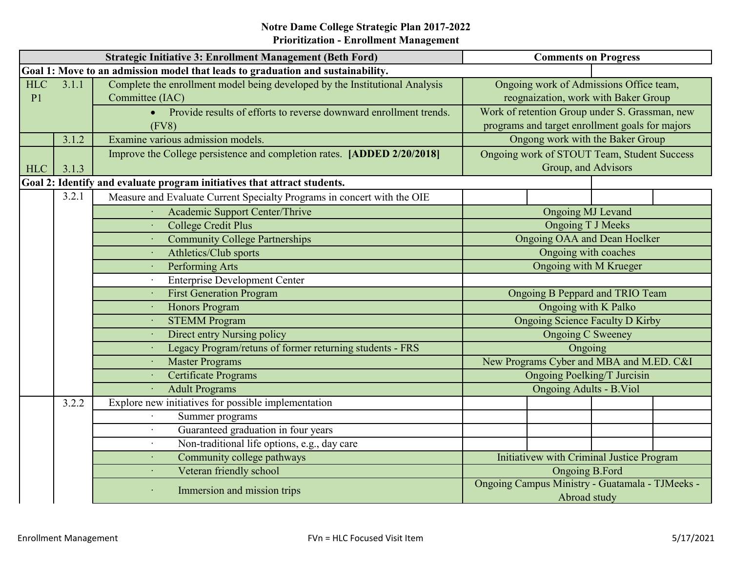# Notre Dame College Strategic Plan 2017-2022
## Prioritization - Enrollment Management

| | | Strategic Initiative 3: Enrollment Management (Beth Ford) | Comments on Progress |
|---|---|---|---|
| **Goal 1: Move to an admission model that leads to graduation and sustainability.** | | | |
| HLC P1 | 3.1.1 | Complete the enrollment model being developed by the Institutional Analysis Committee (IAC) | Ongoing work of Admissions Office team, reognaization, work with Baker Group |
| | | • Provide results of efforts to reverse downward enrollment trends. (FV8) | Work of retention Group under S. Grassman, new programs and target enrollment goals for majors |
| | 3.1.2 | Examine various admission models. | Ongong work with the Baker Group |
| HLC | 3.1.3 | Improve the College persistence and completion rates. **[ADDED 2/20/2018]** | Ongoing work of STOUT Team, Student Success Group, and Advisors |
| **Goal 2: Identify and evaluate program initiatives that attract students.** | | | |
| | 3.2.1 | Measure and Evaluate Current Specialty Programs in concert with the OIE | |
| | | · Academic Support Center/Thrive | Ongoing MJ Levand |
| | | · College Credit Plus | Ongoing T J Meeks |
| | | · Community College Partnerships | Ongoing OAA and Dean Hoelker |
| | | · Athletics/Club sports | Ongoing with coaches |
| | | · Performing Arts | Ongoing with M Krueger |
| | | · Enterprise Development Center | |
| | | · First Generation Program | Ongoing B Peppard and TRIO Team |
| | | · Honors Program | Ongoing with K Palko |
| | | · STEMM Program | Ongoing Science Faculty D Kirby |
| | | · Direct entry Nursing policy | Ongoing C Sweeney |
| | | · Legacy Program/retuns of former returning students - FRS | Ongoing |
| | | · Master Programs | New Programs Cyber and MBA and M.ED. C&I |
| | | · Certificate Programs | Ongoing Poelking/T Jurcisin |
| | | · Adult Programs | Ongoing Adults - B.Viol |
| | 3.2.2 | Explore new initiatives for possible implementation | |
| | | · Summer programs | |
| | | · Guaranteed graduation in four years | |
| | | · Non-traditional life options, e.g., day care | |
| | | · Community college pathways | Initiativew with Criminal Justice Program |
| | | · Veteran friendly school | Ongoing B.Ford |
| | | · Immersion and mission trips | Ongoing Campus Ministry - Guatamala - TJMeeks - Abroad study |

FVn = HLC Focused Visit Item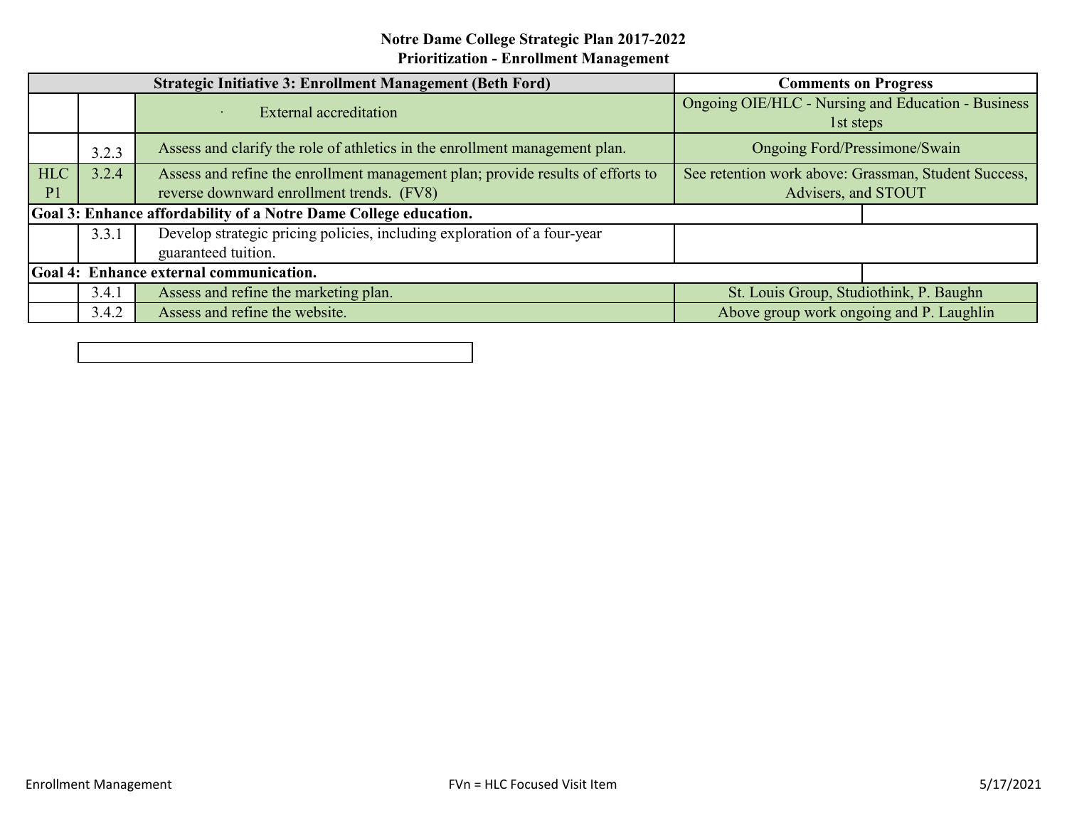**Notre Dame College Strategic Plan 2017-2022**
**Prioritization - Enrollment Management**

| Strategic Initiative 3: Enrollment Management (Beth Ford) | | | Comments on Progress |
|---|---|---|---|
| | | · External accreditation | Ongoing OIE/HLC - Nursing and Education - Business 1st steps |
| | 3.2.3 | Assess and clarify the role of athletics in the enrollment management plan. | Ongoing Ford/Pressimone/Swain |
| HLC P1 | 3.2.4 | Assess and refine the enrollment management plan; provide results of efforts to reverse downward enrollment trends. (FV8) | See retention work above: Grassman, Student Success, Advisers, and STOUT |
| **Goal 3: Enhance affordability of a Notre Dame College education.** | | | |
| | 3.3.1 | Develop strategic pricing policies, including exploration of a four-year guaranteed tuition. | |
| **Goal 4: Enhance external communication.** | | | |
| | 3.4.1 | Assess and refine the marketing plan. | St. Louis Group, Studiothink, P. Baughn |
| | 3.4.2 | Assess and refine the website. | Above group work ongoing and P. Laughlin |

FVn = HLC Focused Visit Item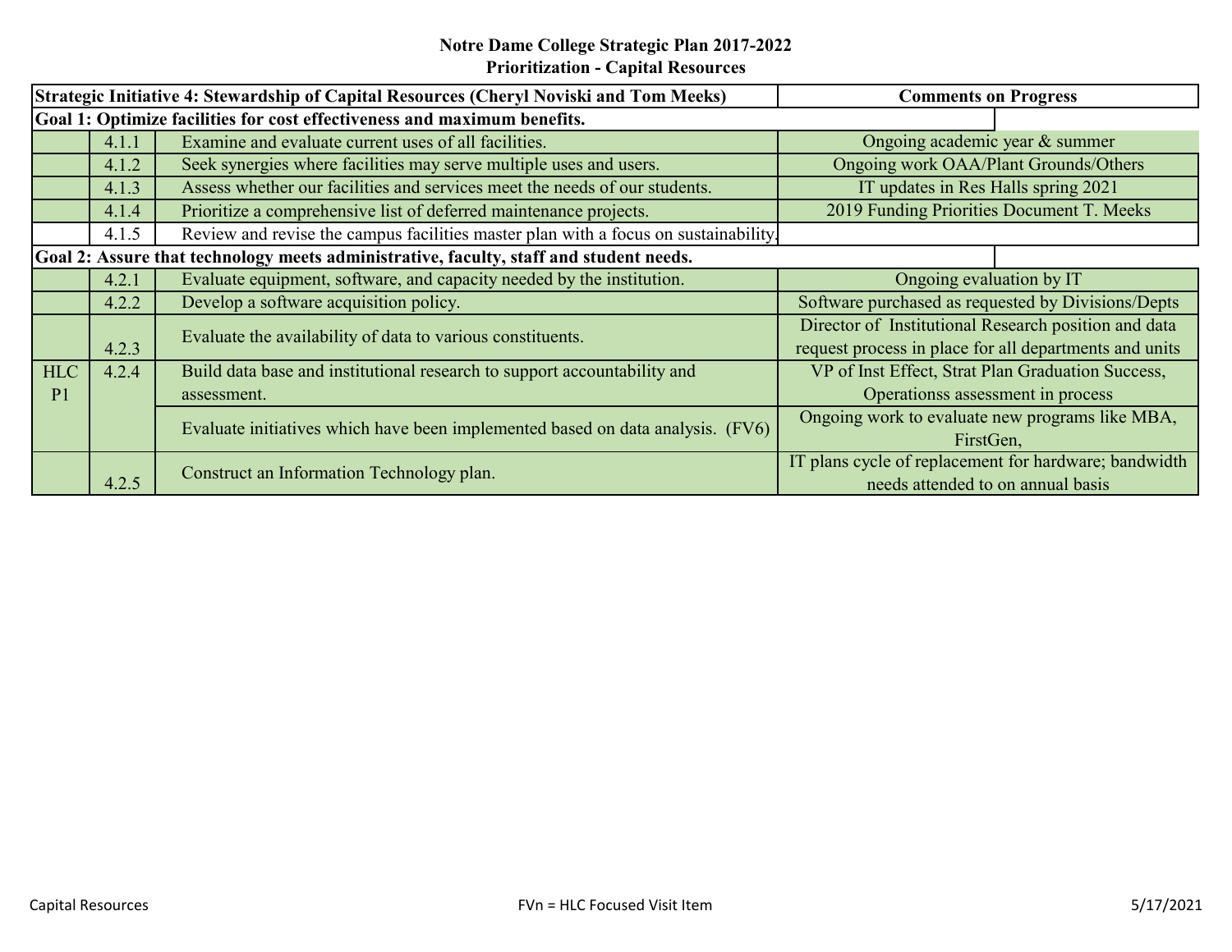**Notre Dame College Strategic Plan 2017-2022**
**Prioritization - Capital Resources**

| | | | |
|---|---|---|---|
| **Strategic Initiative 4: Stewardship of Capital Resources (Cheryl Noviski and Tom Meeks)** | | | **Comments on Progress** |
| **Goal 1: Optimize facilities for cost effectiveness and maximum benefits.** | | | |
| | 4.1.1 | Examine and evaluate current uses of all facilities. | Ongoing academic year & summer |
| | 4.1.2 | Seek synergies where facilities may serve multiple uses and users. | Ongoing work OAA/Plant Grounds/Others |
| | 4.1.3 | Assess whether our facilities and services meet the needs of our students. | IT updates in Res Halls spring 2021 |
| | 4.1.4 | Prioritize a comprehensive list of deferred maintenance projects. | 2019 Funding Priorities Document T. Meeks |
| | 4.1.5 | Review and revise the campus facilities master plan with a focus on sustainability. | |
| **Goal 2: Assure that technology meets administrative, faculty, staff and student needs.** | | | |
| | 4.2.1 | Evaluate equipment, software, and capacity needed by the institution. | Ongoing evaluation by IT |
| | 4.2.2 | Develop a software acquisition policy. | Software purchased as requested by Divisions/Depts |
| | 4.2.3 | Evaluate the availability of data to various constituents. | Director of Institutional Research position and data request process in place for all departments and units |
| HLC P1 | 4.2.4 | Build data base and institutional research to support accountability and assessment. | VP of Inst Effect, Strat Plan Graduation Success, Operationss assessment in process |
| | | Evaluate initiatives which have been implemented based on data analysis. (FV6) | Ongoing work to evaluate new programs like MBA, FirstGen, |
| | 4.2.5 | Construct an Information Technology plan. | IT plans cycle of replacement for hardware; bandwidth needs attended to on annual basis |

FVn = HLC Focused Visit Item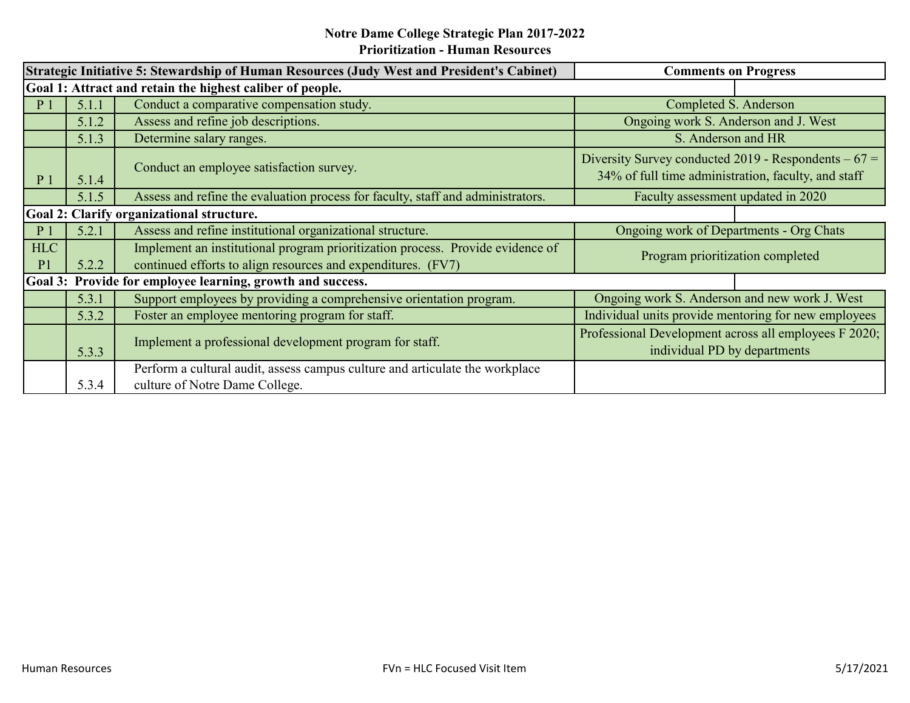# Notre Dame College Strategic Plan 2017-2022

## Prioritization - Human Resources

| | | Strategic Initiative 5: Stewardship of Human Resources (Judy West and President's Cabinet) | Comments on Progress |
|---|---|---|---|
| **Goal 1: Attract and retain the highest caliber of people.** | | | |
| P 1 | 5.1.1 | Conduct a comparative compensation study. | Completed S. Anderson |
| | 5.1.2 | Assess and refine job descriptions. | Ongoing work S. Anderson and J. West |
| | 5.1.3 | Determine salary ranges. | S. Anderson and HR |
| P 1 | 5.1.4 | Conduct an employee satisfaction survey. | Diversity Survey conducted 2019 - Respondents – 67 = 34% of full time administration, faculty, and staff |
| | 5.1.5 | Assess and refine the evaluation process for faculty, staff and administrators. | Faculty assessment updated in 2020 |
| **Goal 2: Clarify organizational structure.** | | | |
| P 1 | 5.2.1 | Assess and refine institutional organizational structure. | Ongoing work of Departments - Org Chats |
| HLC P1 | 5.2.2 | Implement an institutional program prioritization process. Provide evidence of continued efforts to align resources and expenditures. (FV7) | Program prioritization completed |
| **Goal 3: Provide for employee learning, growth and success.** | | | |
| | 5.3.1 | Support employees by providing a comprehensive orientation program. | Ongoing work S. Anderson and new work J. West |
| | 5.3.2 | Foster an employee mentoring program for staff. | Individual units provide mentoring for new employees |
| | 5.3.3 | Implement a professional development program for staff. | Professional Development across all employees F 2020; individual PD by departments |
| | 5.3.4 | Perform a cultural audit, assess campus culture and articulate the workplace culture of Notre Dame College. | |

Human Resources | FVn = HLC Focused Visit Item | 5/17/2021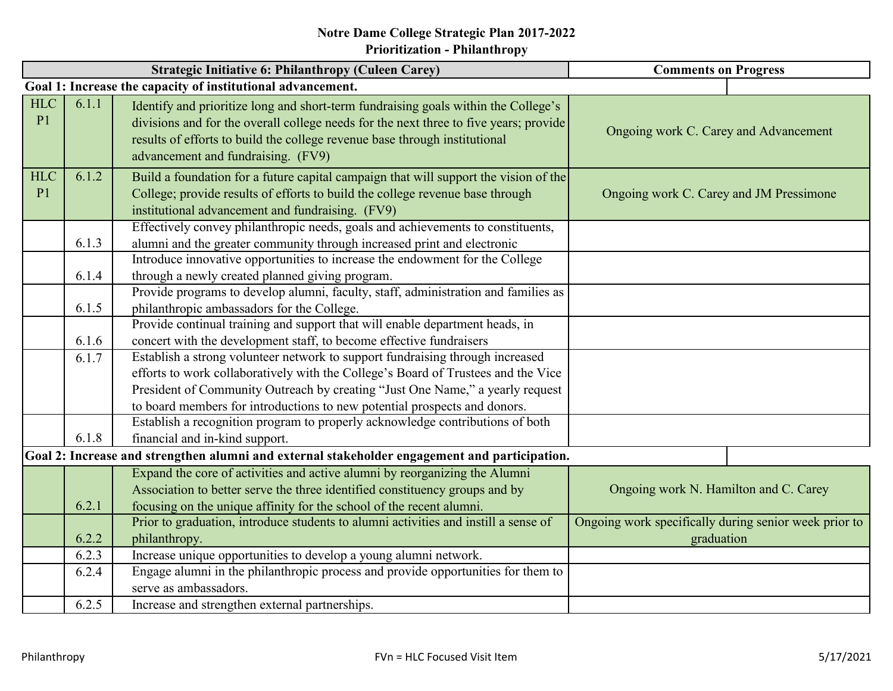**Notre Dame College Strategic Plan 2017-2022**
**Prioritization - Philanthropy**

| Strategic Initiative 6: Philanthropy (Culeen Carey) | | | Comments on Progress |
|---|---|---|---|
| **Goal 1: Increase the capacity of institutional advancement.** | | | |
| HLC P1 | 6.1.1 | Identify and prioritize long and short-term fundraising goals within the College's divisions and for the overall college needs for the next three to five years; provide results of efforts to build the college revenue base through institutional advancement and fundraising. (FV9) | Ongoing work C. Carey and Advancement |
| HLC P1 | 6.1.2 | Build a foundation for a future capital campaign that will support the vision of the College; provide results of efforts to build the college revenue base through institutional advancement and fundraising. (FV9) | Ongoing work C. Carey and JM Pressimone |
| | 6.1.3 | Effectively convey philanthropic needs, goals and achievements to constituents, alumni and the greater community through increased print and electronic | |
| | 6.1.4 | Introduce innovative opportunities to increase the endowment for the College through a newly created planned giving program. | |
| | 6.1.5 | Provide programs to develop alumni, faculty, staff, administration and families as philanthropic ambassadors for the College. | |
| | 6.1.6 | Provide continual training and support that will enable department heads, in concert with the development staff, to become effective fundraisers | |
| | 6.1.7 | Establish a strong volunteer network to support fundraising through increased efforts to work collaboratively with the College's Board of Trustees and the Vice President of Community Outreach by creating "Just One Name," a yearly request to board members for introductions to new potential prospects and donors. | |
| | 6.1.8 | Establish a recognition program to properly acknowledge contributions of both financial and in-kind support. | |
| **Goal 2: Increase and strengthen alumni and external stakeholder engagement and participation.** | | | |
| | 6.2.1 | Expand the core of activities and active alumni by reorganizing the Alumni Association to better serve the three identified constituency groups and by focusing on the unique affinity for the school of the recent alumni. | Ongoing work N. Hamilton and C. Carey |
| | 6.2.2 | Prior to graduation, introduce students to alumni activities and instill a sense of philanthropy. | Ongoing work specifically during senior week prior to graduation |
| | 6.2.3 | Increase unique opportunities to develop a young alumni network. | |
| | 6.2.4 | Engage alumni in the philanthropic process and provide opportunities for them to serve as ambassadors. | |
| | 6.2.5 | Increase and strengthen external partnerships. | |

FVn = HLC Focused Visit Item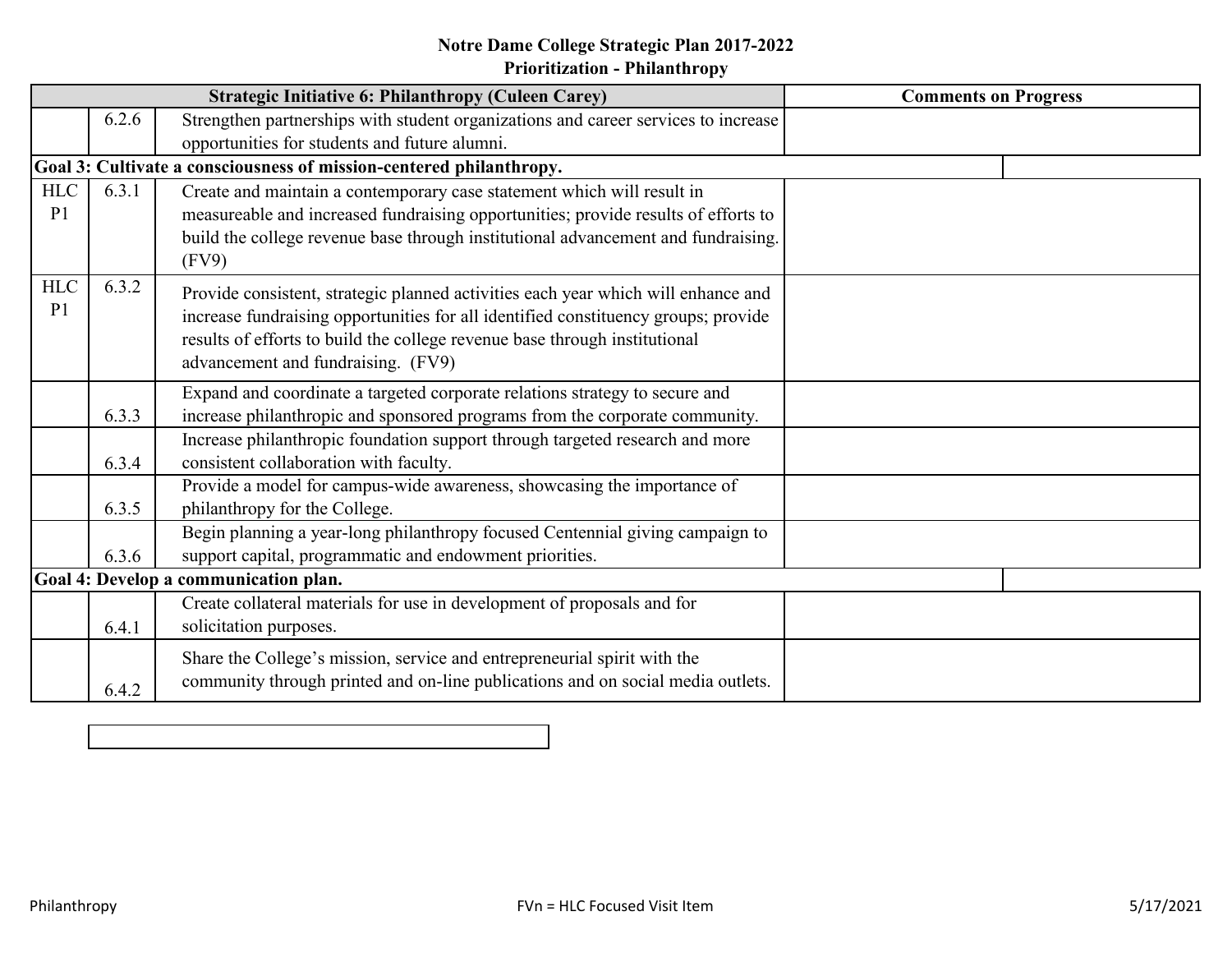**Notre Dame College Strategic Plan 2017-2022**
**Prioritization - Philanthropy**

| | | Strategic Initiative 6: Philanthropy (Culeen Carey) | Comments on Progress |
|---|---|---|---|
| | 6.2.6 | Strengthen partnerships with student organizations and career services to increase opportunities for students and future alumni. | |
| **Goal 3: Cultivate a consciousness of mission-centered philanthropy.** | | | |
| HLC P1 | 6.3.1 | Create and maintain a contemporary case statement which will result in measureable and increased fundraising opportunities; provide results of efforts to build the college revenue base through institutional advancement and fundraising. (FV9) | |
| HLC P1 | 6.3.2 | Provide consistent, strategic planned activities each year which will enhance and increase fundraising opportunities for all identified constituency groups; provide results of efforts to build the college revenue base through institutional advancement and fundraising. (FV9) | |
| | 6.3.3 | Expand and coordinate a targeted corporate relations strategy to secure and increase philanthropic and sponsored programs from the corporate community. | |
| | 6.3.4 | Increase philanthropic foundation support through targeted research and more consistent collaboration with faculty. | |
| | 6.3.5 | Provide a model for campus-wide awareness, showcasing the importance of philanthropy for the College. | |
| | 6.3.6 | Begin planning a year-long philanthropy focused Centennial giving campaign to support capital, programmatic and endowment priorities. | |
| **Goal 4: Develop a communication plan.** | | | |
| | 6.4.1 | Create collateral materials for use in development of proposals and for solicitation purposes. | |
| | 6.4.2 | Share the College's mission, service and entrepreneurial spirit with the community through printed and on-line publications and on social media outlets. | |

FVn = HLC Focused Visit Item